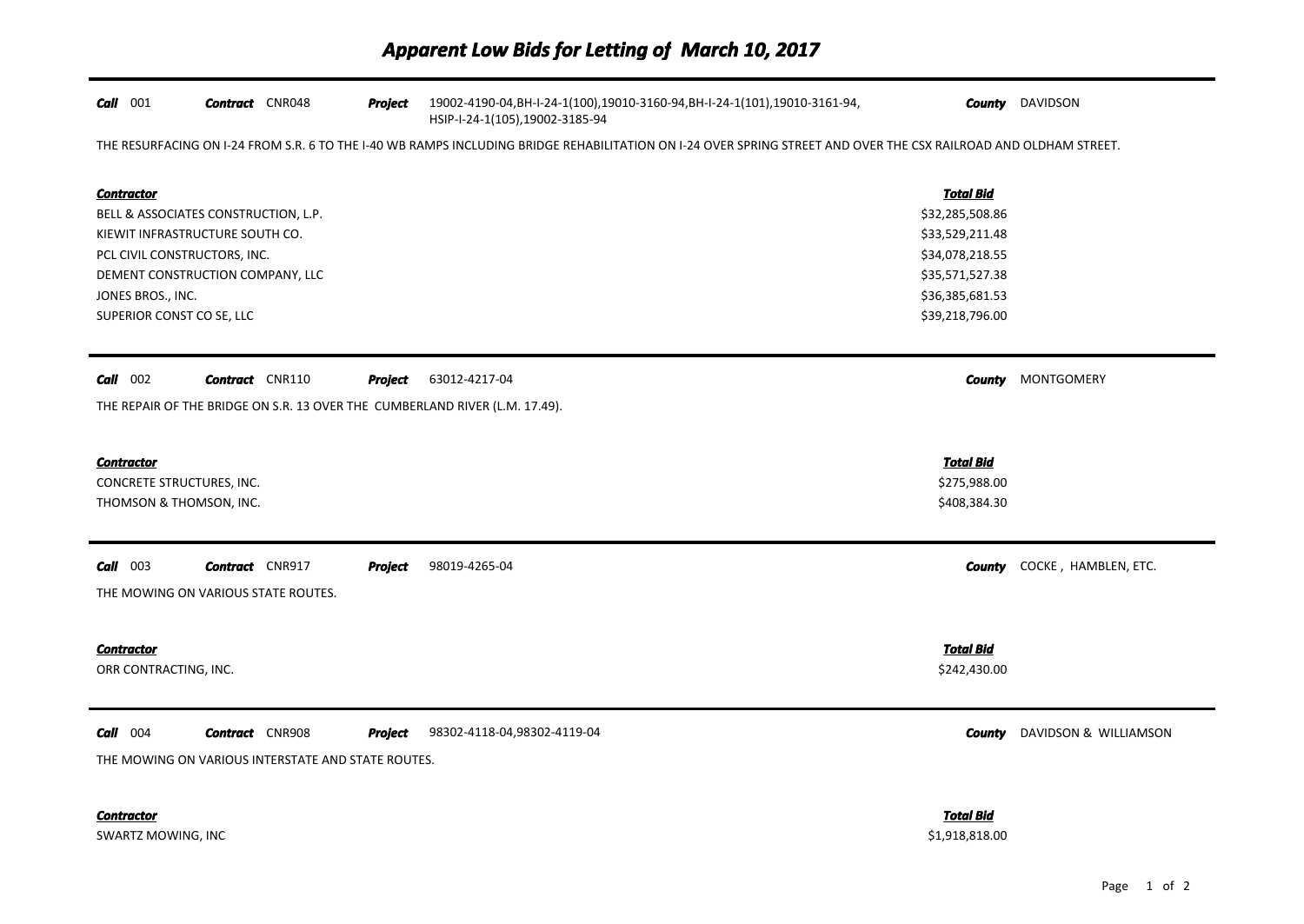# Apparent Low Bids for Letting of March 10, 2017

***Call*** 001 ***Contract*** CNR048 ***Project*** 19002-4190-04,BH-I-24-1(100),19010-3160-94,BH-I-24-1(101),19010-3161-94, HSIP-I-24-1(105),19002-3185-94 ***County*** DAVIDSON

THE RESURFACING ON I-24 FROM S.R. 6 TO THE I-40 WB RAMPS INCLUDING BRIDGE REHABILITATION ON I-24 OVER SPRING STREET AND OVER THE CSX RAILROAD AND OLDHAM STREET.

| *Contractor* | *Total Bid* |
|---|---|
| BELL & ASSOCIATES CONSTRUCTION, L.P. | $32,285,508.86 |
| KIEWIT INFRASTRUCTURE SOUTH CO. | $33,529,211.48 |
| PCL CIVIL CONSTRUCTORS, INC. | $34,078,218.55 |
| DEMENT CONSTRUCTION COMPANY, LLC | $35,571,527.38 |
| JONES BROS., INC. | $36,385,681.53 |
| SUPERIOR CONST CO SE, LLC | $39,218,796.00 |

***Call*** 002 ***Contract*** CNR110 ***Project*** 63012-4217-04 ***County*** MONTGOMERY

THE REPAIR OF THE BRIDGE ON S.R. 13 OVER THE CUMBERLAND RIVER (L.M. 17.49).

| *Contractor* | *Total Bid* |
|---|---|
| CONCRETE STRUCTURES, INC. | $275,988.00 |
| THOMSON & THOMSON, INC. | $408,384.30 |

***Call*** 003 ***Contract*** CNR917 ***Project*** 98019-4265-04 ***County*** COCKE , HAMBLEN, ETC.

THE MOWING ON VARIOUS STATE ROUTES.

| *Contractor* | *Total Bid* |
|---|---|
| ORR CONTRACTING, INC. | $242,430.00 |

***Call*** 004 ***Contract*** CNR908 ***Project*** 98302-4118-04,98302-4119-04 ***County*** DAVIDSON & WILLIAMSON

THE MOWING ON VARIOUS INTERSTATE AND STATE ROUTES.

| *Contractor* | *Total Bid* |
|---|---|
| SWARTZ MOWING, INC | $1,918,818.00 |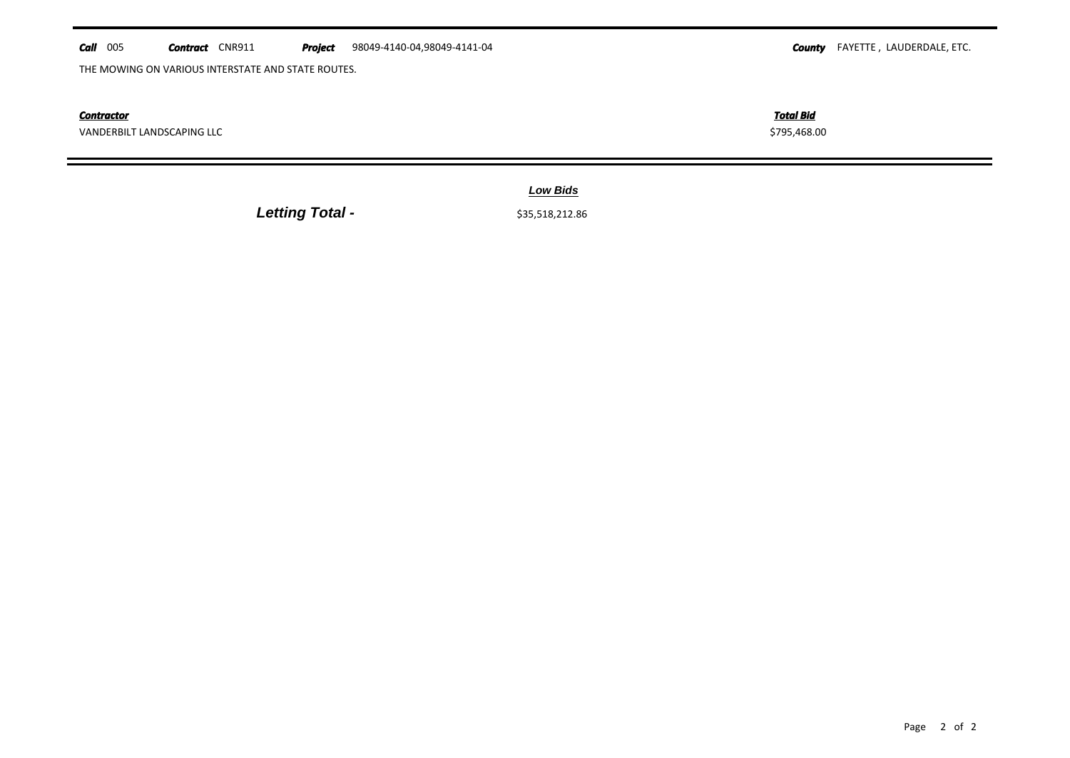***Call*** 005 ***Contract*** CNR911 ***Project*** 98049-4140-04,98049-4141-04 ***County*** FAYETTE , LAUDERDALE, ETC.

THE MOWING ON VARIOUS INTERSTATE AND STATE ROUTES.

| ***Contractor*** | ***Total Bid*** |
|---|---|
| VANDERBILT LANDSCAPING LLC | $795,468.00 |

***Low Bids***

***Letting Total -*** $35,518,212.86